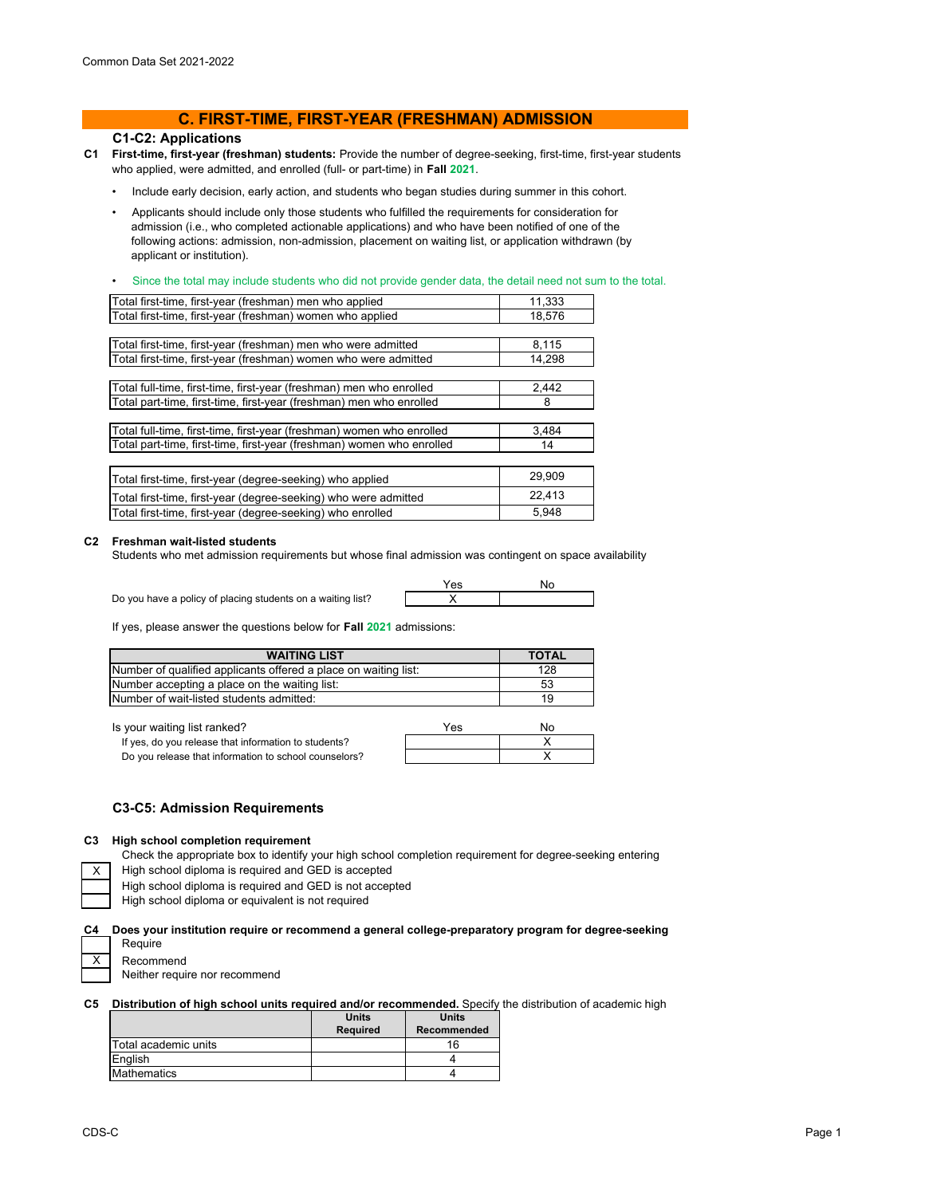# C. FIRST-TIME, FIRST-YEAR (FRESHMAN) ADMISSION

## C1-C2: Applications

**C1** **First-time, first-year (freshman) students:** Provide the number of degree-seeking, first-time, first-year students who applied, were admitted, and enrolled (full- or part-time) in **Fall 2021**.

- Include early decision, early action, and students who began studies during summer in this cohort.
- Applicants should include only those students who fulfilled the requirements for consideration for admission (i.e., who completed actionable applications) and who have been notified of one of the following actions: admission, non-admission, placement on waiting list, or application withdrawn (by applicant or institution).
- Since the total may include students who did not provide gender data, the detail need not sum to the total.

| | |
|---|---|
| Total first-time, first-year (freshman) men who applied | 11,333 |
| Total first-time, first-year (freshman) women who applied | 18,576 |
| Total first-time, first-year (freshman) men who were admitted | 8,115 |
| Total first-time, first-year (freshman) women who were admitted | 14,298 |
| Total full-time, first-time, first-year (freshman) men who enrolled | 2,442 |
| Total part-time, first-time, first-year (freshman) men who enrolled | 8 |
| Total full-time, first-time, first-year (freshman) women who enrolled | 3,484 |
| Total part-time, first-time, first-year (freshman) women who enrolled | 14 |
| Total first-time, first-year (degree-seeking) who applied | 29,909 |
| Total first-time, first-year (degree-seeking) who were admitted | 22,413 |
| Total first-time, first-year (degree-seeking) who enrolled | 5,948 |

**C2** **Freshman wait-listed students**

Students who met admission requirements but whose final admission was contingent on space availability

| | Yes | No |
|---|---|---|
| Do you have a policy of placing students on a waiting list? | X | |

If yes, please answer the questions below for **Fall 2021** admissions:

| WAITING LIST | TOTAL |
|---|---|
| Number of qualified applicants offered a place on waiting list: | 128 |
| Number accepting a place on the waiting list: | 53 |
| Number of wait-listed students admitted: | 19 |

| | Yes | No |
|---|---|---|
| Is your waiting list ranked? | | X |
| If yes, do you release that information to students? | | X |
| Do you release that information to school counselors? | | |

## C3-C5: Admission Requirements

**C3** **High school completion requirement**

Check the appropriate box to identify your high school completion requirement for degree-seeking entering

| | |
|---|---|
| X | High school diploma is required and GED is accepted |
| | High school diploma is required and GED is not accepted |
| | High school diploma or equivalent is not required |

**C4** **Does your institution require or recommend a general college-preparatory program for degree-seeking**

| | |
|---|---|
| | Require |
| X | Recommend |
| | Neither require nor recommend |

**C5** **Distribution of high school units required and/or recommended.** Specify the distribution of academic high

| | Units Required | Units Recommended |
|---|---|---|
| Total academic units | | 16 |
| English | | 4 |
| Mathematics | | 4 |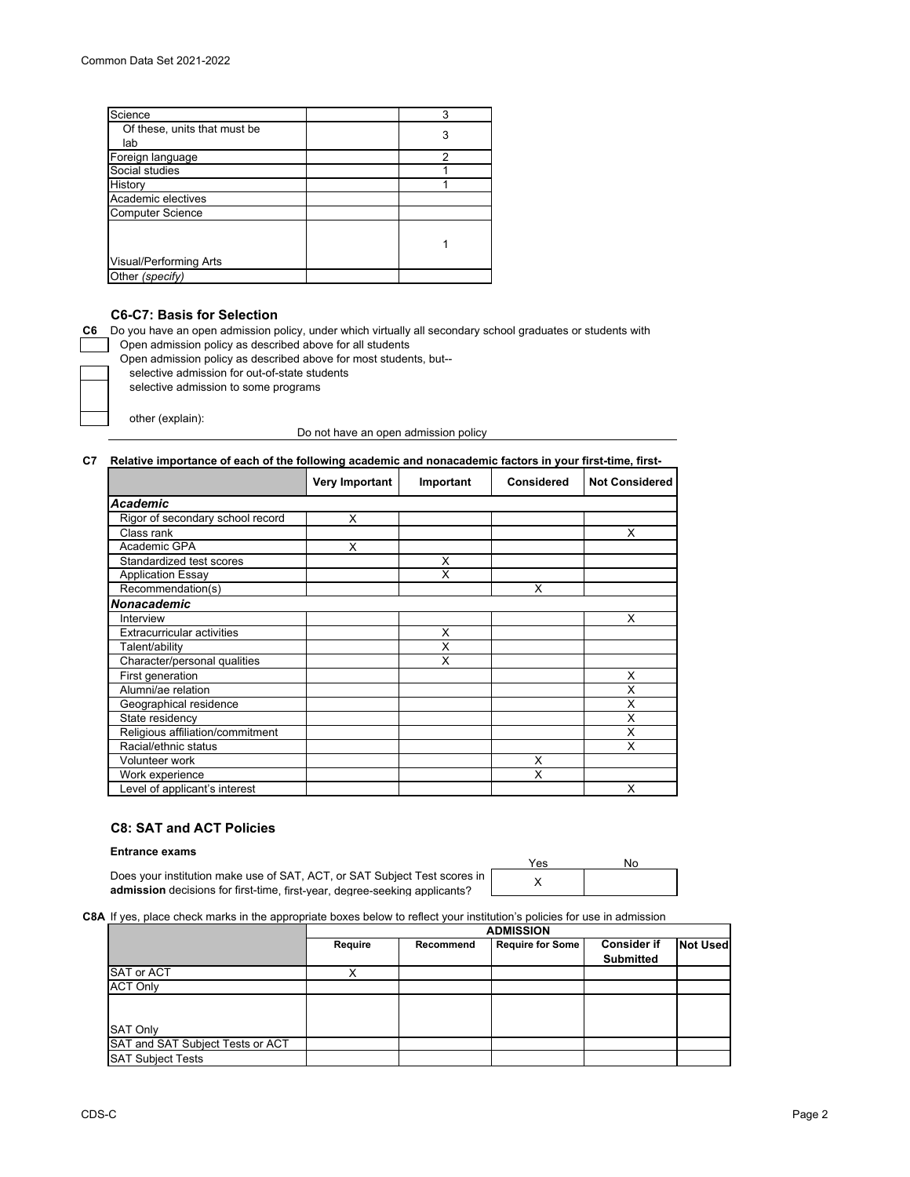| | | |
|---|---|---|
| Science | | 3 |
| Of these, units that must be lab | | 3 |
| Foreign language | | 2 |
| Social studies | | 1 |
| History | | 1 |
| Academic electives | | |
| Computer Science | | |
| Visual/Performing Arts | | 1 |
| Other *(specify)* | | |

### C6-C7: Basis for Selection

**C6** Do you have an open admission policy, under which virtually all secondary school graduates or students with

- [ ] Open admission policy as described above for all students
- Open admission policy as described above for most students, but--
  - [ ] selective admission for out-of-state students
  - [ ] selective admission to some programs
  - [ ] other (explain):

Do not have an open admission policy

**C7 Relative importance of each of the following academic and nonacademic factors in your first-time, first-**

| | Very Important | Important | Considered | Not Considered |
|---|---|---|---|---|
| ***Academic*** | | | | |
| Rigor of secondary school record | X | | | |
| Class rank | | | | X |
| Academic GPA | X | | | |
| Standardized test scores | | X | | |
| Application Essay | | X | | |
| Recommendation(s) | | | X | |
| ***Nonacademic*** | | | | |
| Interview | | | | X |
| Extracurricular activities | | X | | |
| Talent/ability | | X | | |
| Character/personal qualities | | X | | |
| First generation | | | | X |
| Alumni/ae relation | | | | X |
| Geographical residence | | | | X |
| State residency | | | | X |
| Religious affiliation/commitment | | | | X |
| Racial/ethnic status | | | | X |
| Volunteer work | | | X | |
| Work experience | | | X | |
| Level of applicant's interest | | | | X |

### C8: SAT and ACT Policies

**Entrance exams**

| | Yes | No |
|---|---|---|
| Does your institution make use of SAT, ACT, or SAT Subject Test scores in **admission** decisions for first-time, first-year, degree-seeking applicants? | X | |

**C8A** If yes, place check marks in the appropriate boxes below to reflect your institution's policies for use in admission

| | ADMISSION | | | | |
|---|---|---|---|---|---|
| | Require | Recommend | Require for Some | Consider if Submitted | Not Used |
| SAT or ACT | X | | | | |
| ACT Only | | | | | |
| SAT Only | | | | | |
| SAT and SAT Subject Tests or ACT | | | | | |
| SAT Subject Tests | | | | | |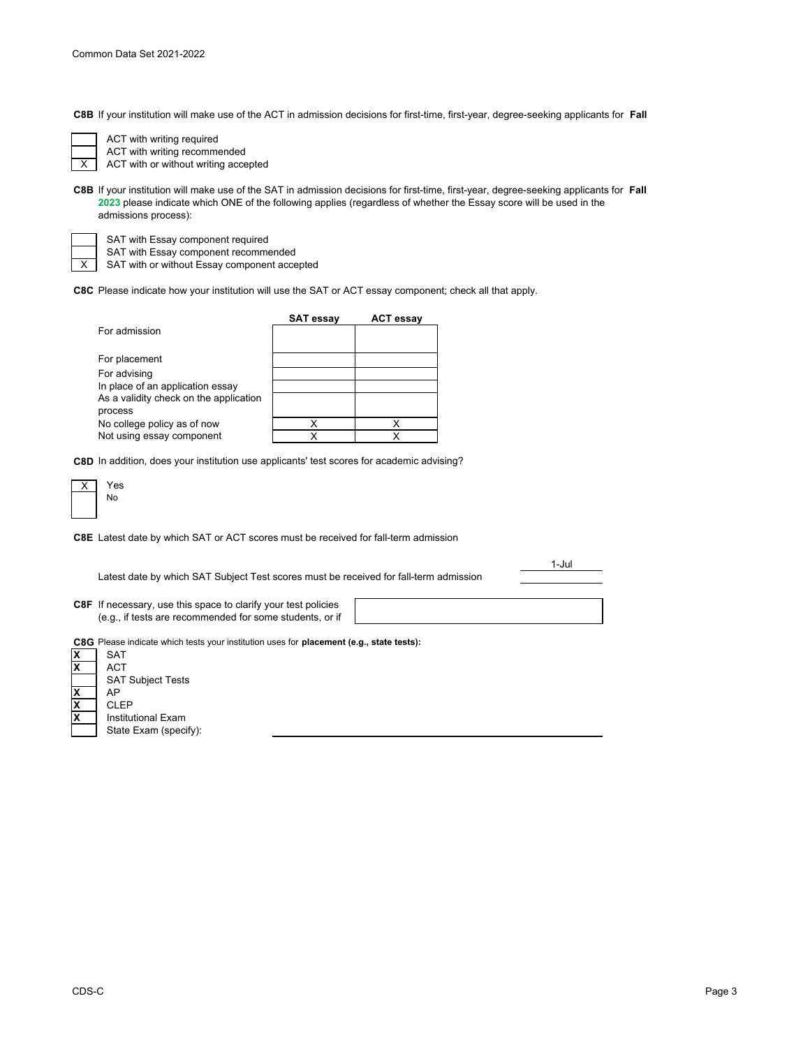**C8B** If your institution will make use of the ACT in admission decisions for first-time, first-year, degree-seeking applicants for **Fall**

| | |
|---|---|
| | ACT with writing required |
| | ACT with writing recommended |
| X | ACT with or without writing accepted |

**C8B** If your institution will make use of the SAT in admission decisions for first-time, first-year, degree-seeking applicants for **Fall 2023** please indicate which ONE of the following applies (regardless of whether the Essay score will be used in the admissions process):

| | |
|---|---|
| | SAT with Essay component required |
| | SAT with Essay component recommended |
| X | SAT with or without Essay component accepted |

**C8C** Please indicate how your institution will use the SAT or ACT essay component; check all that apply.

| | SAT essay | ACT essay |
|---|---|---|
| For admission | | |
| For placement | | |
| For advising | | |
| In place of an application essay | | |
| As a validity check on the application process | | |
| No college policy as of now | X | X |
| Not using essay component | X | X |

**C8D** In addition, does your institution use applicants' test scores for academic advising?

| | |
|---|---|
| X | Yes |
| | No |

**C8E** Latest date by which SAT or ACT scores must be received for fall-term admission: 1-Jul

Latest date by which SAT Subject Test scores must be received for fall-term admission:

**C8F** If necessary, use this space to clarify your test policies (e.g., if tests are recommended for some students, or if

**C8G** Please indicate which tests your institution uses for **placement (e.g., state tests):**

| | |
|---|---|
| X | SAT |
| X | ACT |
| | SAT Subject Tests |
| X | AP |
| X | CLEP |
| X | Institutional Exam |
| | State Exam (specify): |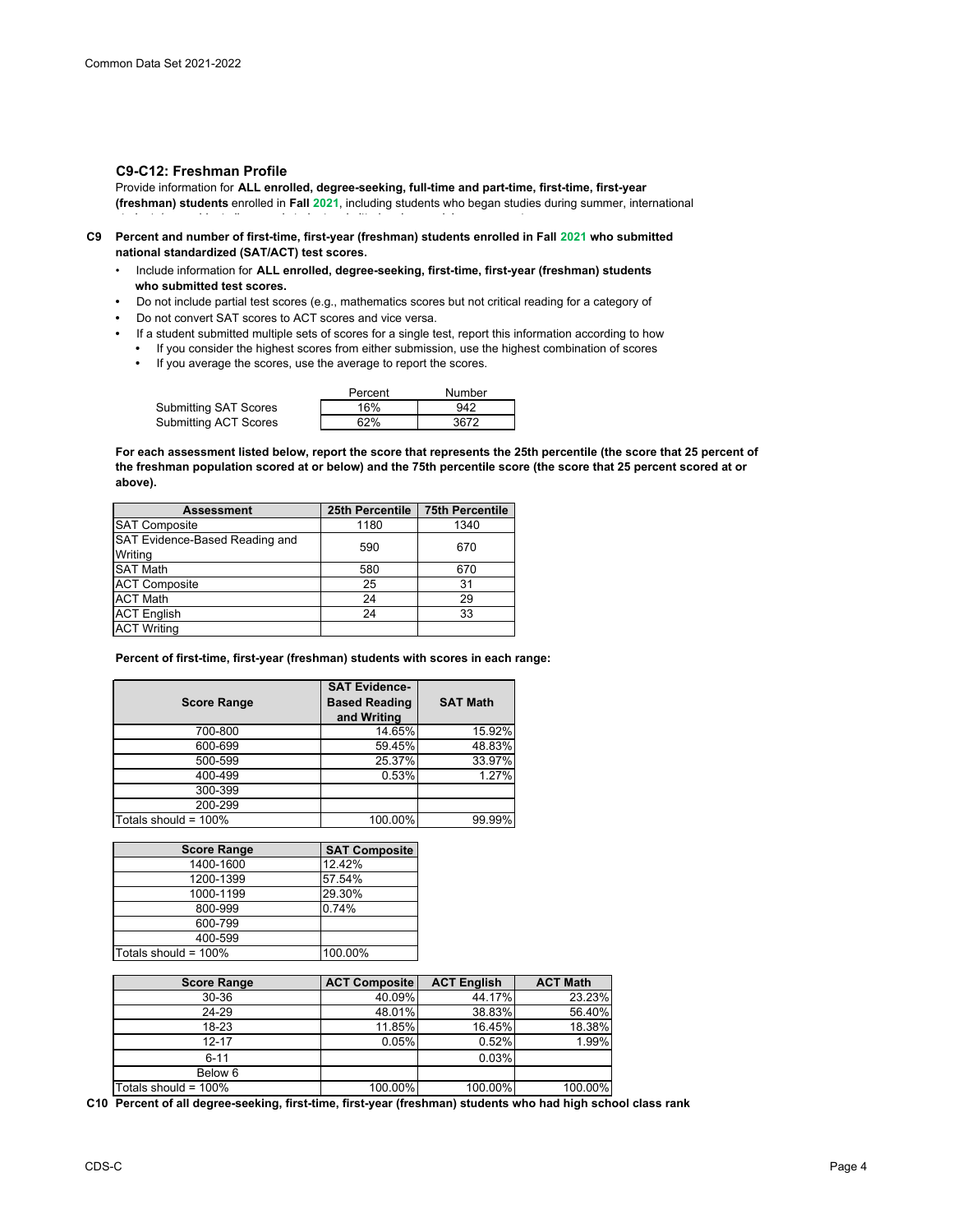## C9-C12: Freshman Profile

Provide information for **ALL enrolled, degree-seeking, full-time and part-time, first-time, first-year (freshman) students** enrolled in **Fall 2021**, including students who began studies during summer, international

**C9 Percent and number of first-time, first-year (freshman) students enrolled in Fall 2021 who submitted national standardized (SAT/ACT) test scores.**

- Include information for **ALL enrolled, degree-seeking, first-time, first-year (freshman) students who submitted test scores.**
- Do not include partial test scores (e.g., mathematics scores but not critical reading for a category of
- Do not convert SAT scores to ACT scores and vice versa.
- If a student submitted multiple sets of scores for a single test, report this information according to how
  - If you consider the highest scores from either submission, use the highest combination of scores
  - If you average the scores, use the average to report the scores.

| | Percent | Number |
|---|---|---|
| Submitting SAT Scores | 16% | 942 |
| Submitting ACT Scores | 62% | 3672 |

**For each assessment listed below, report the score that represents the 25th percentile (the score that 25 percent of the freshman population scored at or below) and the 75th percentile score (the score that 25 percent scored at or above).**

| Assessment | 25th Percentile | 75th Percentile |
|---|---|---|
| SAT Composite | 1180 | 1340 |
| SAT Evidence-Based Reading and Writing | 590 | 670 |
| SAT Math | 580 | 670 |
| ACT Composite | 25 | 31 |
| ACT Math | 24 | 29 |
| ACT English | 24 | 33 |
| ACT Writing | | |

**Percent of first-time, first-year (freshman) students with scores in each range:**

| Score Range | SAT Evidence-Based Reading and Writing | SAT Math |
|---|---|---|
| 700-800 | 14.65% | 15.92% |
| 600-699 | 59.45% | 48.83% |
| 500-599 | 25.37% | 33.97% |
| 400-499 | 0.53% | 1.27% |
| 300-399 | | |
| 200-299 | | |
| Totals should = 100% | 100.00% | 99.99% |

| Score Range | SAT Composite |
|---|---|
| 1400-1600 | 12.42% |
| 1200-1399 | 57.54% |
| 1000-1199 | 29.30% |
| 800-999 | 0.74% |
| 600-799 | |
| 400-599 | |
| Totals should = 100% | 100.00% |

| Score Range | ACT Composite | ACT English | ACT Math |
|---|---|---|---|
| 30-36 | 40.09% | 44.17% | 23.23% |
| 24-29 | 48.01% | 38.83% | 56.40% |
| 18-23 | 11.85% | 16.45% | 18.38% |
| 12-17 | 0.05% | 0.52% | 1.99% |
| 6-11 | | 0.03% | |
| Below 6 | | | |
| Totals should = 100% | 100.00% | 100.00% | 100.00% |

**C10 Percent of all degree-seeking, first-time, first-year (freshman) students who had high school class rank**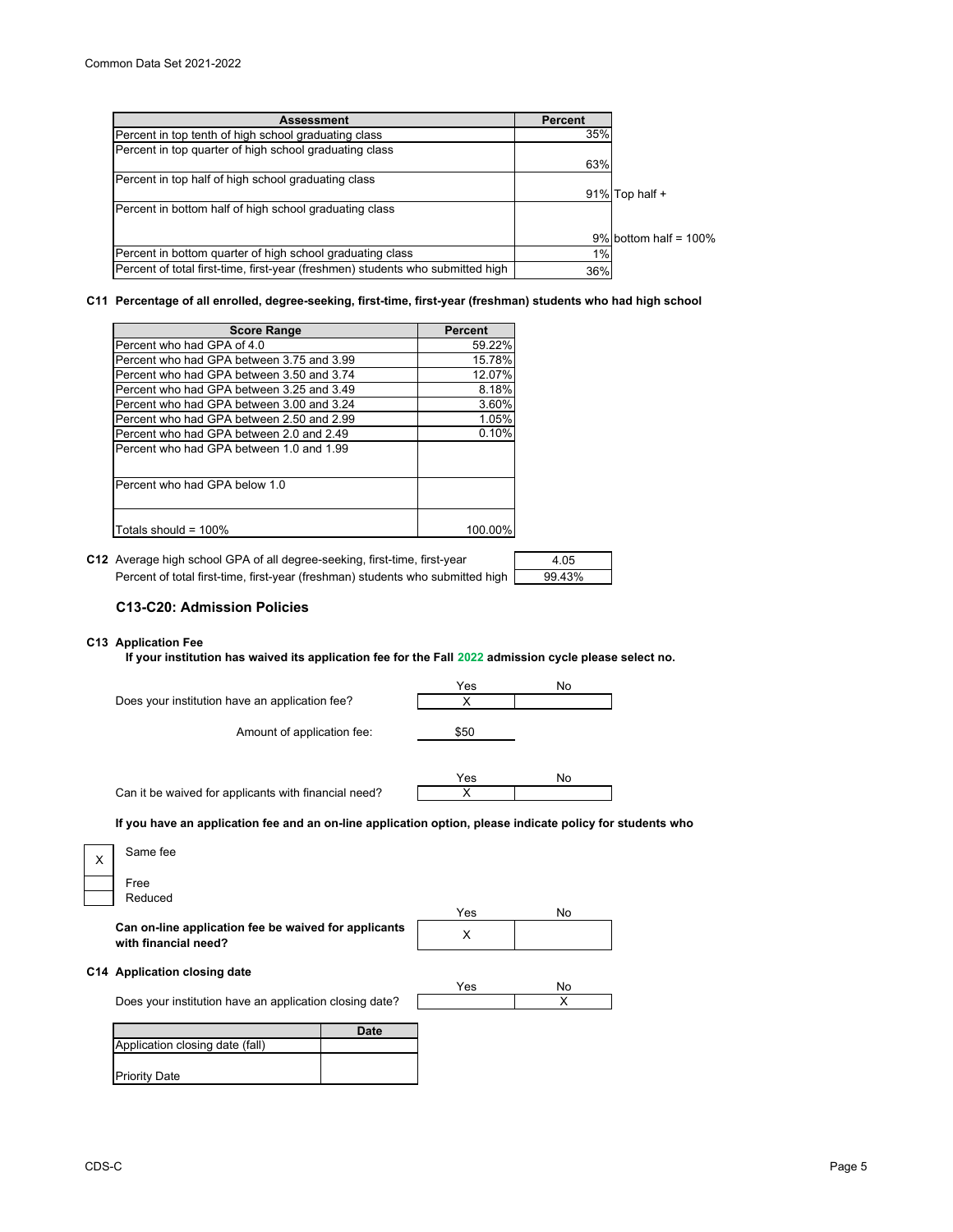| Assessment | Percent | |
|---|---|---|
| Percent in top tenth of high school graduating class | 35% | |
| Percent in top quarter of high school graduating class | 63% | |
| Percent in top half of high school graduating class | 91% | Top half + |
| Percent in bottom half of high school graduating class | 9% | bottom half = 100% |
| Percent in bottom quarter of high school graduating class | 1% | |
| Percent of total first-time, first-year (freshmen) students who submitted high | 36% | |

**C11 Percentage of all enrolled, degree-seeking, first-time, first-year (freshman) students who had high school**

| Score Range | Percent |
|---|---|
| Percent who had GPA of 4.0 | 59.22% |
| Percent who had GPA between 3.75 and 3.99 | 15.78% |
| Percent who had GPA between 3.50 and 3.74 | 12.07% |
| Percent who had GPA between 3.25 and 3.49 | 8.18% |
| Percent who had GPA between 3.00 and 3.24 | 3.60% |
| Percent who had GPA between 2.50 and 2.99 | 1.05% |
| Percent who had GPA between 2.0 and 2.49 | 0.10% |
| Percent who had GPA between 1.0 and 1.99 | |
| Percent who had GPA below 1.0 | |
| Totals should = 100% | 100.00% |

**C12** Average high school GPA of all degree-seeking, first-time, first-year: 4.05

Percent of total first-time, first-year (freshman) students who submitted high: 99.43%

## C13-C20: Admission Policies

**C13 Application Fee**

**If your institution has waived its application fee for the Fall 2022 admission cycle please select no.**

| | Yes | No |
|---|---|---|
| Does your institution have an application fee? | X | |

Amount of application fee: $50

| | Yes | No |
|---|---|---|
| Can it be waived for applicants with financial need? | X | |

**If you have an application fee and an on-line application option, please indicate policy for students who**

- [X] Same fee
- [ ] Free
- [ ] Reduced

| | Yes | No |
|---|---|---|
| **Can on-line application fee be waived for applicants with financial need?** | X | |

**C14 Application closing date**

| | Yes | No |
|---|---|---|
| Does your institution have an application closing date? | | X |

| | Date |
|---|---|
| Application closing date (fall) | |
| Priority Date | |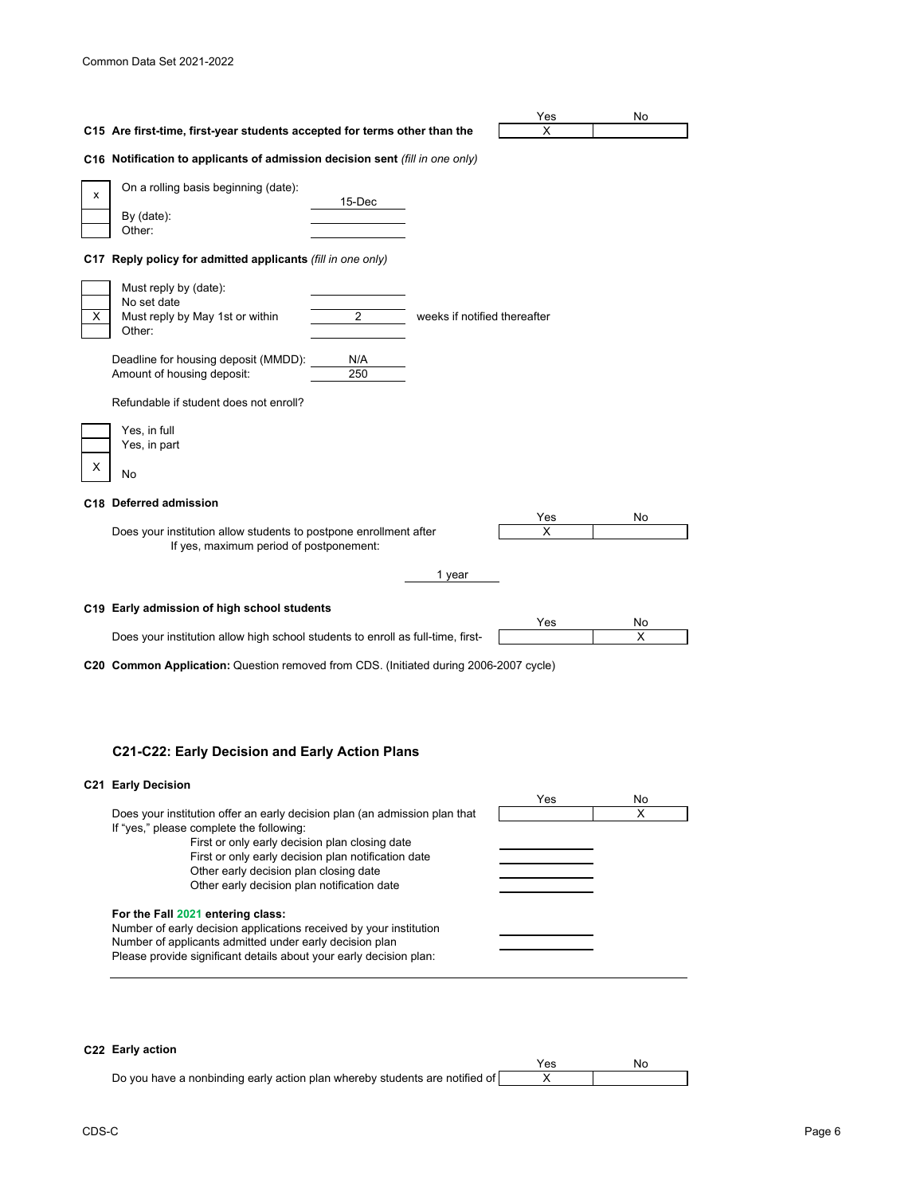**C15 Are first-time, first-year students accepted for terms other than the**

| | Yes | No |
|---|---|---|
| C15 | X | |

**C16 Notification to applicants of admission decision sent** *(fill in one only)*

| | | |
|---|---|---|
| x | On a rolling basis beginning (date): | 15-Dec |
| | By (date): | |
| | Other: | |

**C17 Reply policy for admitted applicants** *(fill in one only)*

| | | | |
|---|---|---|---|
| | Must reply by (date): | | |
| | No set date | | |
| X | Must reply by May 1st or within | 2 | weeks if notified thereafter |
| | Other: | | |

Deadline for housing deposit (MMDD): N/A

Amount of housing deposit: 250

Refundable if student does not enroll?

| | |
|---|---|
| | Yes, in full |
| | Yes, in part |
| X | No |

**C18 Deferred admission**

| | Yes | No |
|---|---|---|
| Does your institution allow students to postpone enrollment after | X | |

If yes, maximum period of postponement: 1 year

**C19 Early admission of high school students**

| | Yes | No |
|---|---|---|
| Does your institution allow high school students to enroll as full-time, first- | | X |

**C20 Common Application:** Question removed from CDS. (Initiated during 2006-2007 cycle)

## C21-C22: Early Decision and Early Action Plans

**C21 Early Decision**

| | Yes | No |
|---|---|---|
| Does your institution offer an early decision plan (an admission plan that | | X |

If "yes," please complete the following:

| | |
|---|---|
| First or only early decision plan closing date | |
| First or only early decision plan notification date | |
| Other early decision plan closing date | |
| Other early decision plan notification date | |

**For the Fall 2021 entering class:**

| | |
|---|---|
| Number of early decision applications received by your institution | |
| Number of applicants admitted under early decision plan | |

Please provide significant details about your early decision plan:

**C22 Early action**

| | Yes | No |
|---|---|---|
| Do you have a nonbinding early action plan whereby students are notified of | X | |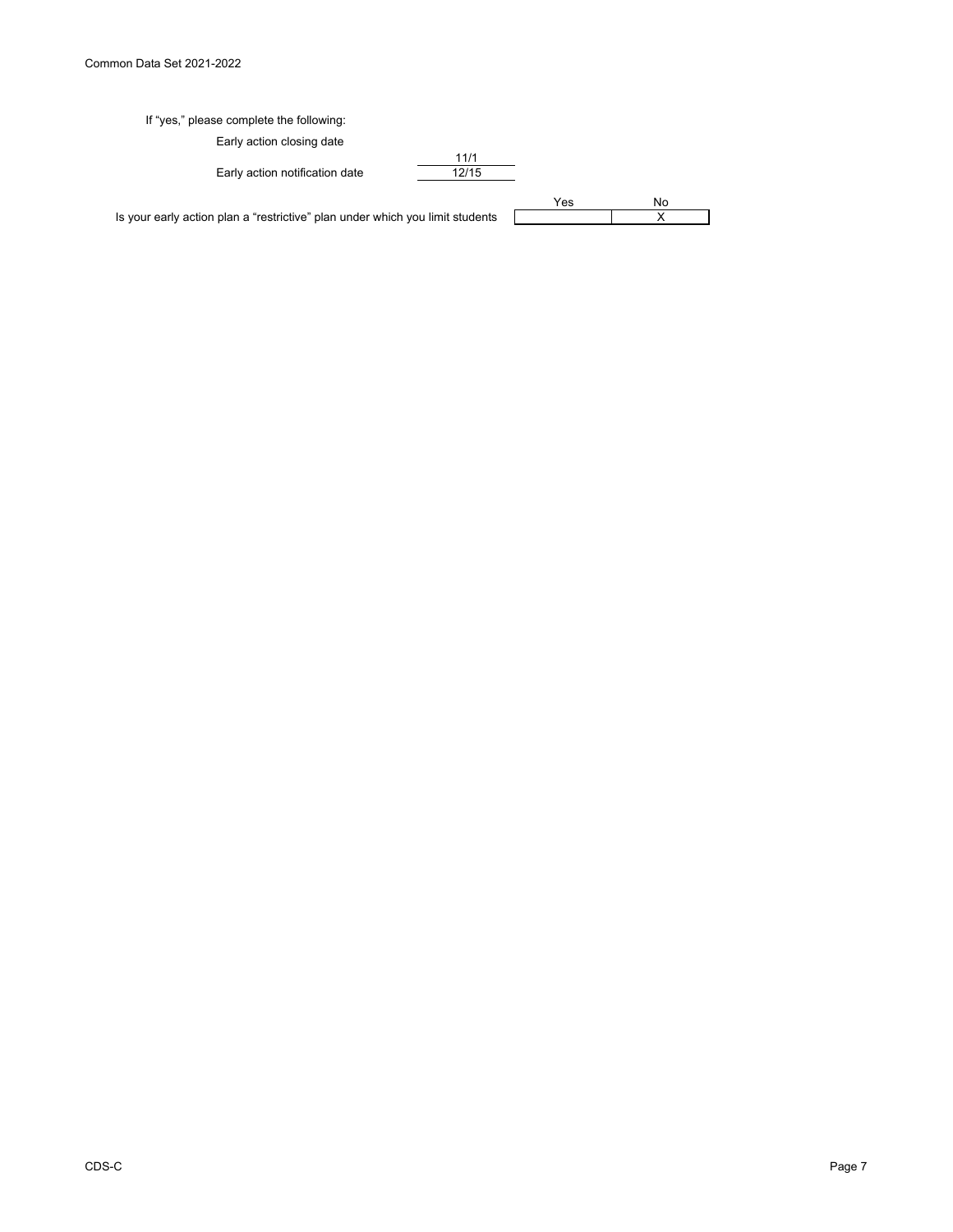If "yes," please complete the following:

Early action closing date 11/1

Early action notification date 12/15

| | Yes | No |
|---|---|---|
| Is your early action plan a "restrictive" plan under which you limit students | | X |